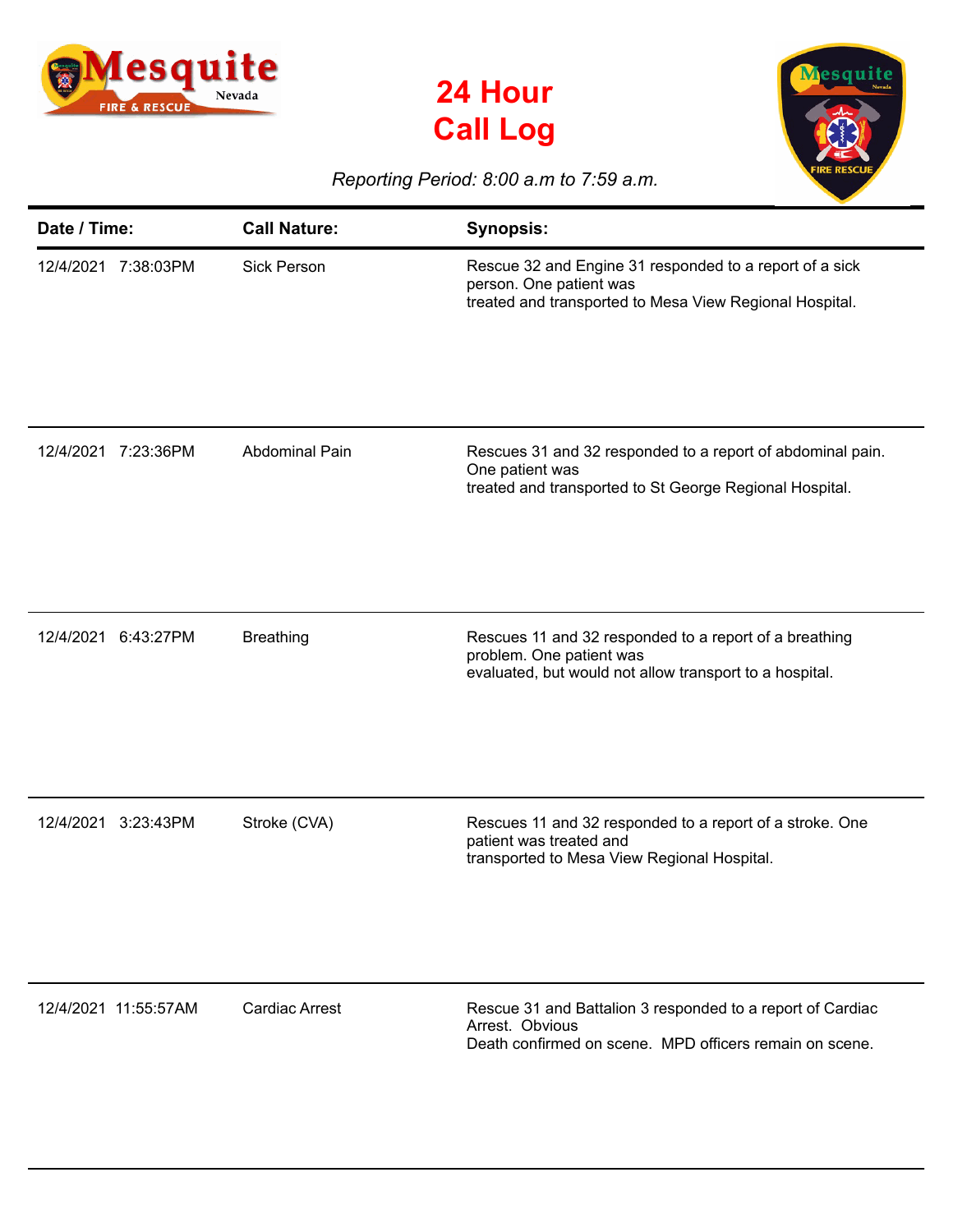# 24 Hour Call Log

*Reporting Period: 8:00 a.m to 7:59 a.m.*

| Date / Time: | Call Nature: | Synopsis: |
|---|---|---|
| 12/4/2021 7:38:03PM | Sick Person | Rescue 32 and Engine 31 responded to a report of a sick person. One patient was treated and transported to Mesa View Regional Hospital. |
| 12/4/2021 7:23:36PM | Abdominal Pain | Rescues 31 and 32 responded to a report of abdominal pain. One patient was treated and transported to St George Regional Hospital. |
| 12/4/2021 6:43:27PM | Breathing | Rescues 11 and 32 responded to a report of a breathing problem. One patient was evaluated, but would not allow transport to a hospital. |
| 12/4/2021 3:23:43PM | Stroke (CVA) | Rescues 11 and 32 responded to a report of a stroke. One patient was treated and transported to Mesa View Regional Hospital. |
| 12/4/2021 11:55:57AM | Cardiac Arrest | Rescue 31 and Battalion 3 responded to a report of Cardiac Arrest. Obvious Death confirmed on scene. MPD officers remain on scene. |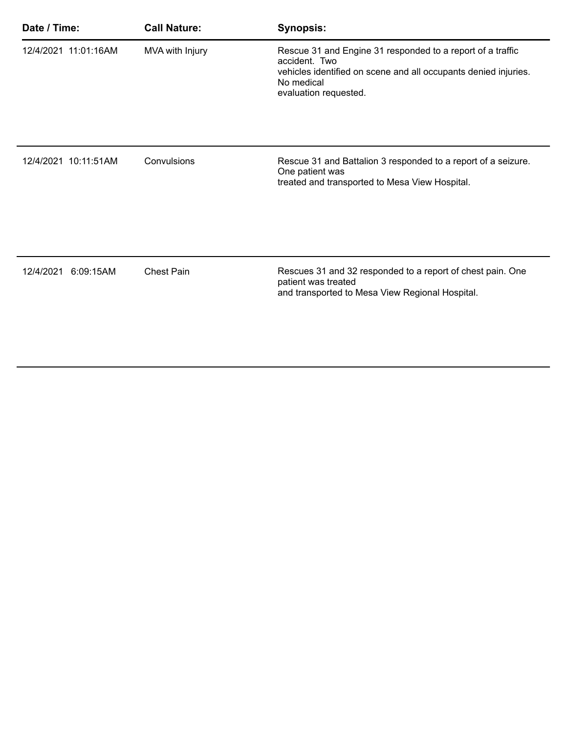| Date / Time: | Call Nature: | Synopsis: |
| --- | --- | --- |
| 12/4/2021 11:01:16AM | MVA with Injury | Rescue 31 and Engine 31 responded to a report of a traffic accident. Two vehicles identified on scene and all occupants denied injuries. No medical evaluation requested. |
| 12/4/2021 10:11:51AM | Convulsions | Rescue 31 and Battalion 3 responded to a report of a seizure. One patient was treated and transported to Mesa View Hospital. |
| 12/4/2021 6:09:15AM | Chest Pain | Rescues 31 and 32 responded to a report of chest pain. One patient was treated and transported to Mesa View Regional Hospital. |